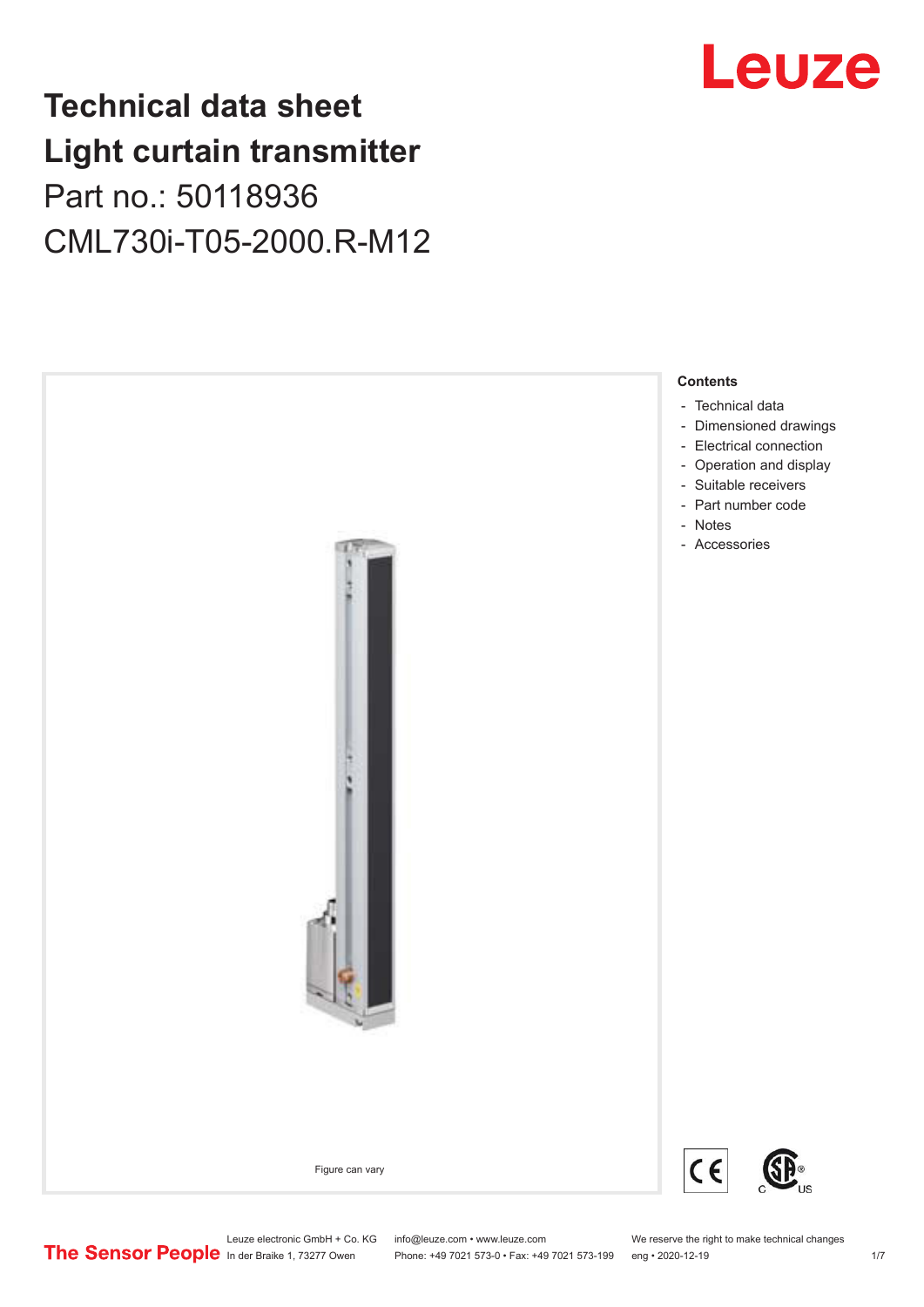# Technical data sheet
# Light curtain transmitter

Part no.: 50118936

CML730i-T05-2000.R-M12

Figure can vary

**Contents**

- Technical data
- Dimensioned drawings
- Electrical connection
- Operation and display
- Suitable receivers
- Part number code
- Notes
- Accessories

Leuze electronic GmbH + Co. KG
In der Braike 1, 73277 Owen

info@leuze.com • www.leuze.com
Phone: +49 7021 573-0 • Fax: +49 7021 573-199

We reserve the right to make technical changes
eng • 2020-12-19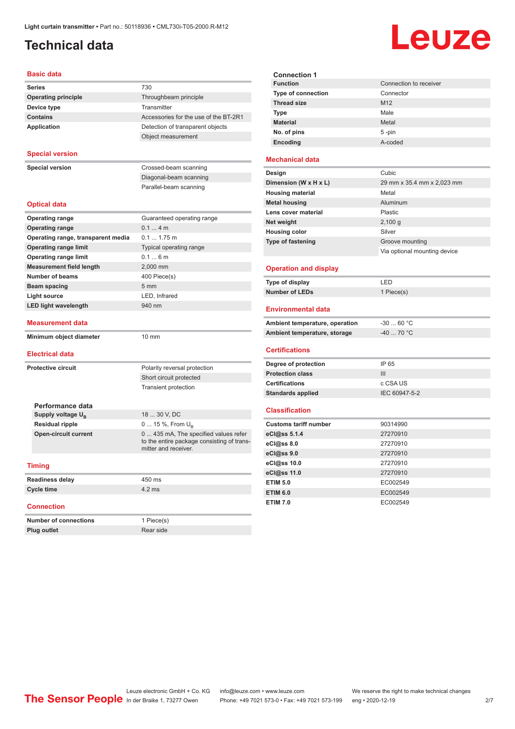Light curtain transmitter • Part no.: 50118936 • CML730i-T05-2000.R-M12

# Technical data

## Basic data

| | |
|---|---|
| **Series** | 730 |
| **Operating principle** | Throughbeam principle |
| **Device type** | Transmitter |
| **Contains** | Accessories for the use of the BT-2R1 |
| **Application** | Detection of transparent objects |
| | Object measurement |

## Special version

| | |
|---|---|
| **Special version** | Crossed-beam scanning |
| | Diagonal-beam scanning |
| | Parallel-beam scanning |

## Optical data

| | |
|---|---|
| **Operating range** | Guaranteed operating range |
| **Operating range** | 0.1 ... 4 m |
| **Operating range, transparent media** | 0.1 ... 1.75 m |
| **Operating range limit** | Typical operating range |
| **Operating range limit** | 0.1 ... 6 m |
| **Measurement field length** | 2,000 mm |
| **Number of beams** | 400 Piece(s) |
| **Beam spacing** | 5 mm |
| **Light source** | LED, Infrared |
| **LED light wavelength** | 940 nm |

## Measurement data

| | |
|---|---|
| **Minimum object diameter** | 10 mm |

## Electrical data

| | |
|---|---|
| **Protective circuit** | Polarity reversal protection |
| | Short circuit protected |
| | Transient protection |

### Performance data

| | |
|---|---|
| **Supply voltage $U_B$** | 18 ... 30 V, DC |
| **Residual ripple** | 0 ... 15 %, From $U_B$ |
| **Open-circuit current** | 0 ... 435 mA, The specified values refer to the entire package consisting of transmitter and receiver. |

## Timing

| | |
|---|---|
| **Readiness delay** | 450 ms |
| **Cycle time** | 4.2 ms |

## Connection

| | |
|---|---|
| **Number of connections** | 1 Piece(s) |
| **Plug outlet** | Rear side |

### Connection 1

| | |
|---|---|
| **Function** | Connection to receiver |
| **Type of connection** | Connector |
| **Thread size** | M12 |
| **Type** | Male |
| **Material** | Metal |
| **No. of pins** | 5 -pin |
| **Encoding** | A-coded |

## Mechanical data

| | |
|---|---|
| **Design** | Cubic |
| **Dimension (W x H x L)** | 29 mm x 35.4 mm x 2,023 mm |
| **Housing material** | Metal |
| **Metal housing** | Aluminum |
| **Lens cover material** | Plastic |
| **Net weight** | 2,100 g |
| **Housing color** | Silver |
| **Type of fastening** | Groove mounting |
| | Via optional mounting device |

## Operation and display

| | |
|---|---|
| **Type of display** | LED |
| **Number of LEDs** | 1 Piece(s) |

## Environmental data

| | |
|---|---|
| **Ambient temperature, operation** | -30 ... 60 °C |
| **Ambient temperature, storage** | -40 ... 70 °C |

## Certifications

| | |
|---|---|
| **Degree of protection** | IP 65 |
| **Protection class** | III |
| **Certifications** | c CSA US |
| **Standards applied** | IEC 60947-5-2 |

## Classification

| | |
|---|---|
| **Customs tariff number** | 90314990 |
| **eCl@ss 5.1.4** | 27270910 |
| **eCl@ss 8.0** | 27270910 |
| **eCl@ss 9.0** | 27270910 |
| **eCl@ss 10.0** | 27270910 |
| **eCl@ss 11.0** | 27270910 |
| **ETIM 5.0** | EC002549 |
| **ETIM 6.0** | EC002549 |
| **ETIM 7.0** | EC002549 |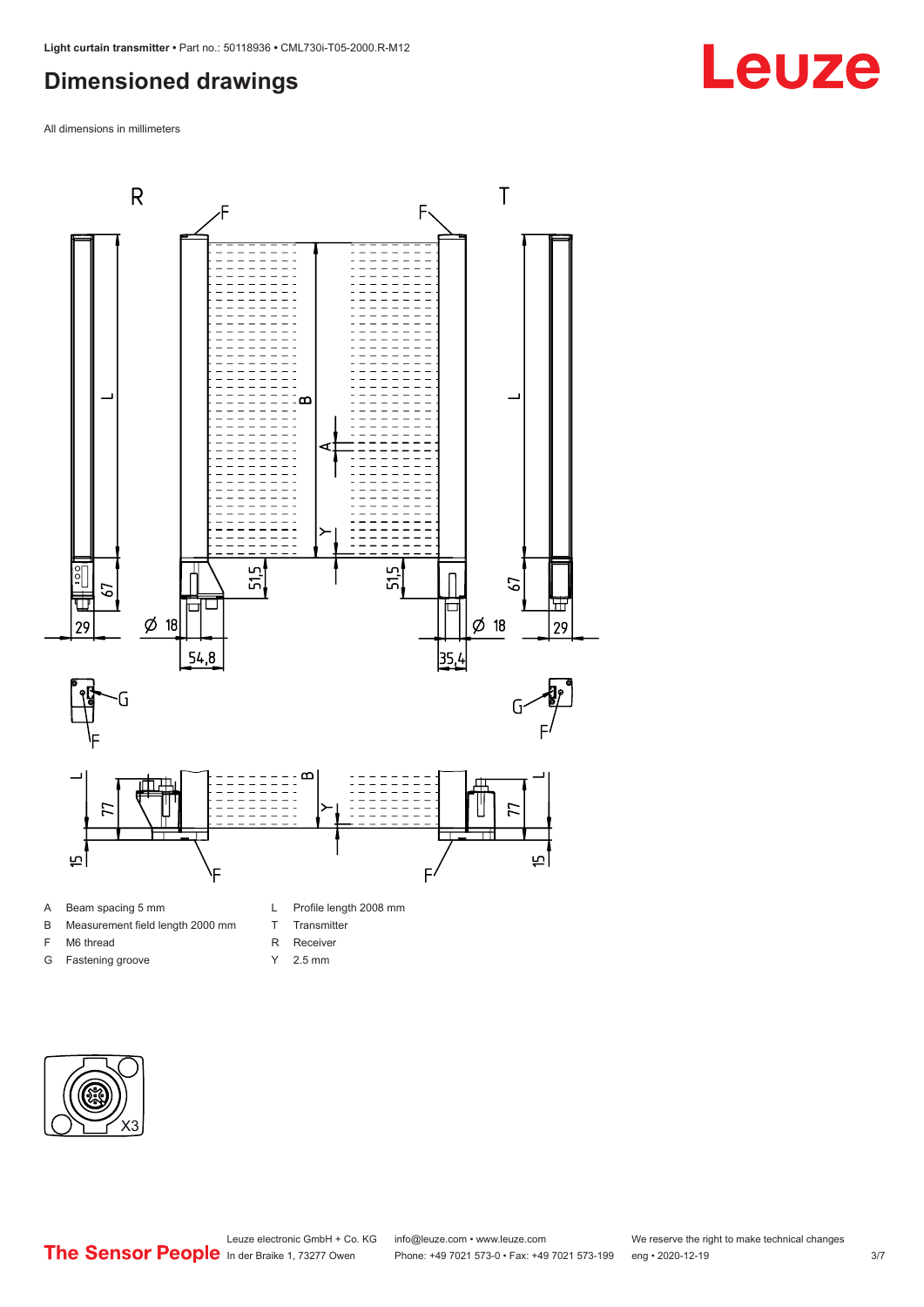## Dimensioned drawings

All dimensions in millimeters

A Beam spacing 5 mm

B Measurement field length 2000 mm

F M6 thread

G Fastening groove

L Profile length 2008 mm

T Transmitter

R Receiver

Y 2.5 mm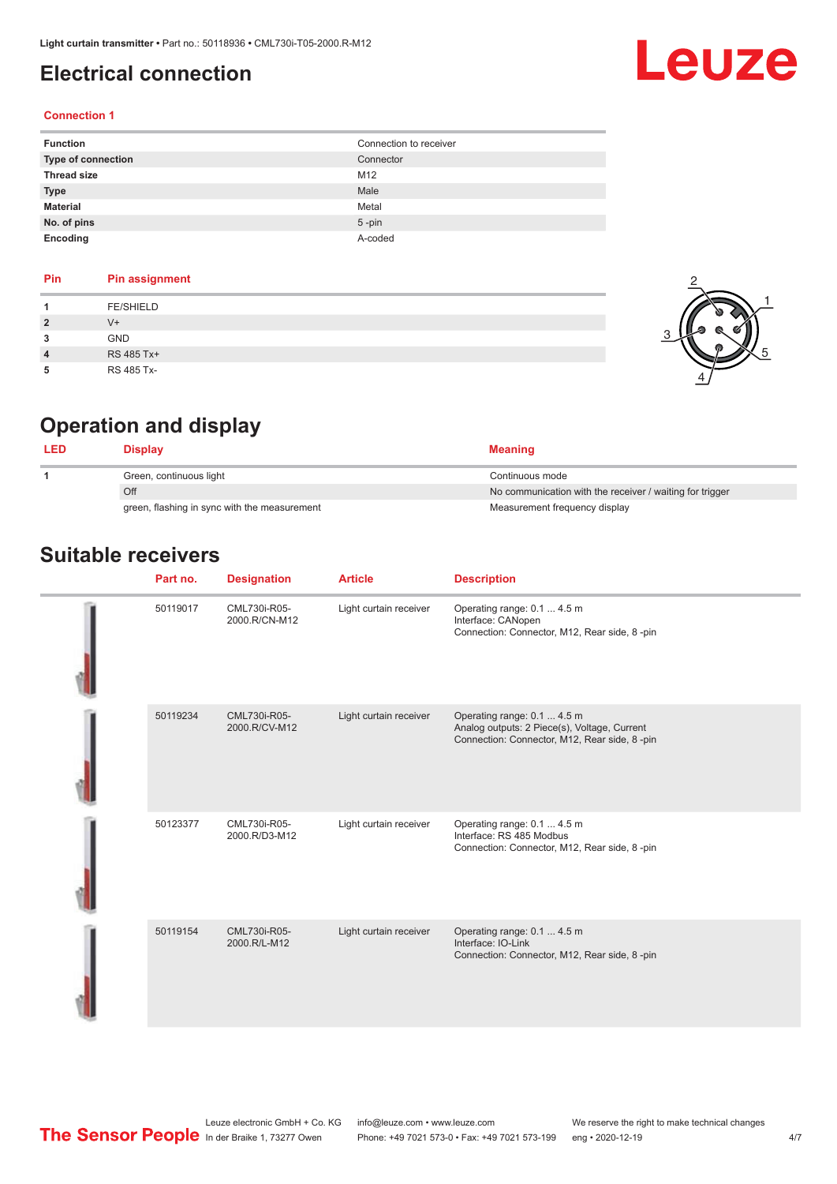# Electrical connection

### Connection 1

| | |
|---|---|
| **Function** | Connection to receiver |
| **Type of connection** | Connector |
| **Thread size** | M12 |
| **Type** | Male |
| **Material** | Metal |
| **No. of pins** | 5 -pin |
| **Encoding** | A-coded |

| Pin | Pin assignment |
|---|---|
| **1** | FE/SHIELD |
| **2** | V+ |
| **3** | GND |
| **4** | RS 485 Tx+ |
| **5** | RS 485 Tx- |

# Operation and display

| LED | Display | Meaning |
|---|---|---|
| **1** | Green, continuous light | Continuous mode |
| | Off | No communication with the receiver / waiting for trigger |
| | green, flashing in sync with the measurement | Measurement frequency display |

# Suitable receivers

| Part no. | Designation | Article | Description |
|---|---|---|---|
| 50119017 | CML730i-R05-2000.R/CN-M12 | Light curtain receiver | Operating range: 0.1 ... 4.5 m<br>Interface: CANopen<br>Connection: Connector, M12, Rear side, 8 -pin |
| 50119234 | CML730i-R05-2000.R/CV-M12 | Light curtain receiver | Operating range: 0.1 ... 4.5 m<br>Analog outputs: 2 Piece(s), Voltage, Current<br>Connection: Connector, M12, Rear side, 8 -pin |
| 50123377 | CML730i-R05-2000.R/D3-M12 | Light curtain receiver | Operating range: 0.1 ... 4.5 m<br>Interface: RS 485 Modbus<br>Connection: Connector, M12, Rear side, 8 -pin |
| 50119154 | CML730i-R05-2000.R/L-M12 | Light curtain receiver | Operating range: 0.1 ... 4.5 m<br>Interface: IO-Link<br>Connection: Connector, M12, Rear side, 8 -pin |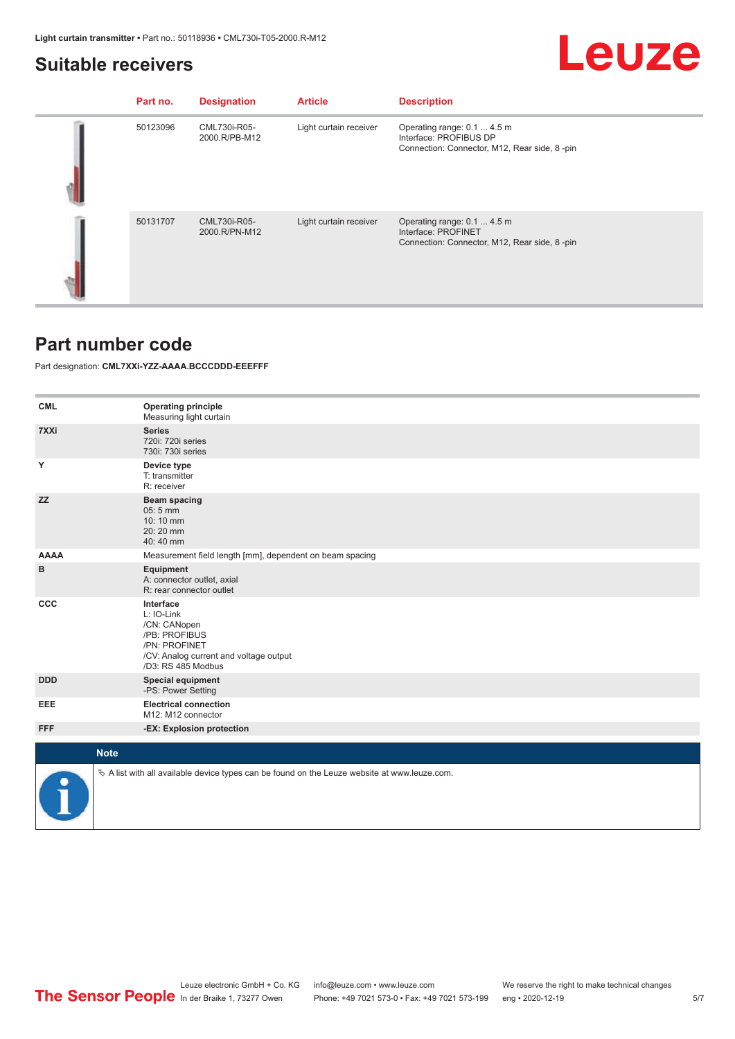## Suitable receivers

| | Part no. | Designation | Article | Description |
|---|---|---|---|---|
| | 50123096 | CML730i-R05-2000.R/PB-M12 | Light curtain receiver | Operating range: 0.1 ... 4.5 m<br>Interface: PROFIBUS DP<br>Connection: Connector, M12, Rear side, 8 -pin |
| | 50131707 | CML730i-R05-2000.R/PN-M12 | Light curtain receiver | Operating range: 0.1 ... 4.5 m<br>Interface: PROFINET<br>Connection: Connector, M12, Rear side, 8 -pin |

## Part number code

Part designation: **CML7XXi-YZZ-AAAA.BCCCDDD-EEEFFF**

| | |
|---|---|
| **CML** | **Operating principle**<br>Measuring light curtain |
| **7XXi** | **Series**<br>720i: 720i series<br>730i: 730i series |
| **Y** | **Device type**<br>T: transmitter<br>R: receiver |
| **ZZ** | **Beam spacing**<br>05: 5 mm<br>10: 10 mm<br>20: 20 mm<br>40: 40 mm |
| **AAAA** | Measurement field length [mm], dependent on beam spacing |
| **B** | **Equipment**<br>A: connector outlet, axial<br>R: rear connector outlet |
| **CCC** | **Interface**<br>L: IO-Link<br>/CN: CANopen<br>/PB: PROFIBUS<br>/PN: PROFINET<br>/CV: Analog current and voltage output<br>/D3: RS 485 Modbus |
| **DDD** | **Special equipment**<br>-PS: Power Setting |
| **EEE** | **Electrical connection**<br>M12: M12 connector |
| **FFF** | **-EX: Explosion protection** |

**Note**

↳ A list with all available device types can be found on the Leuze website at www.leuze.com.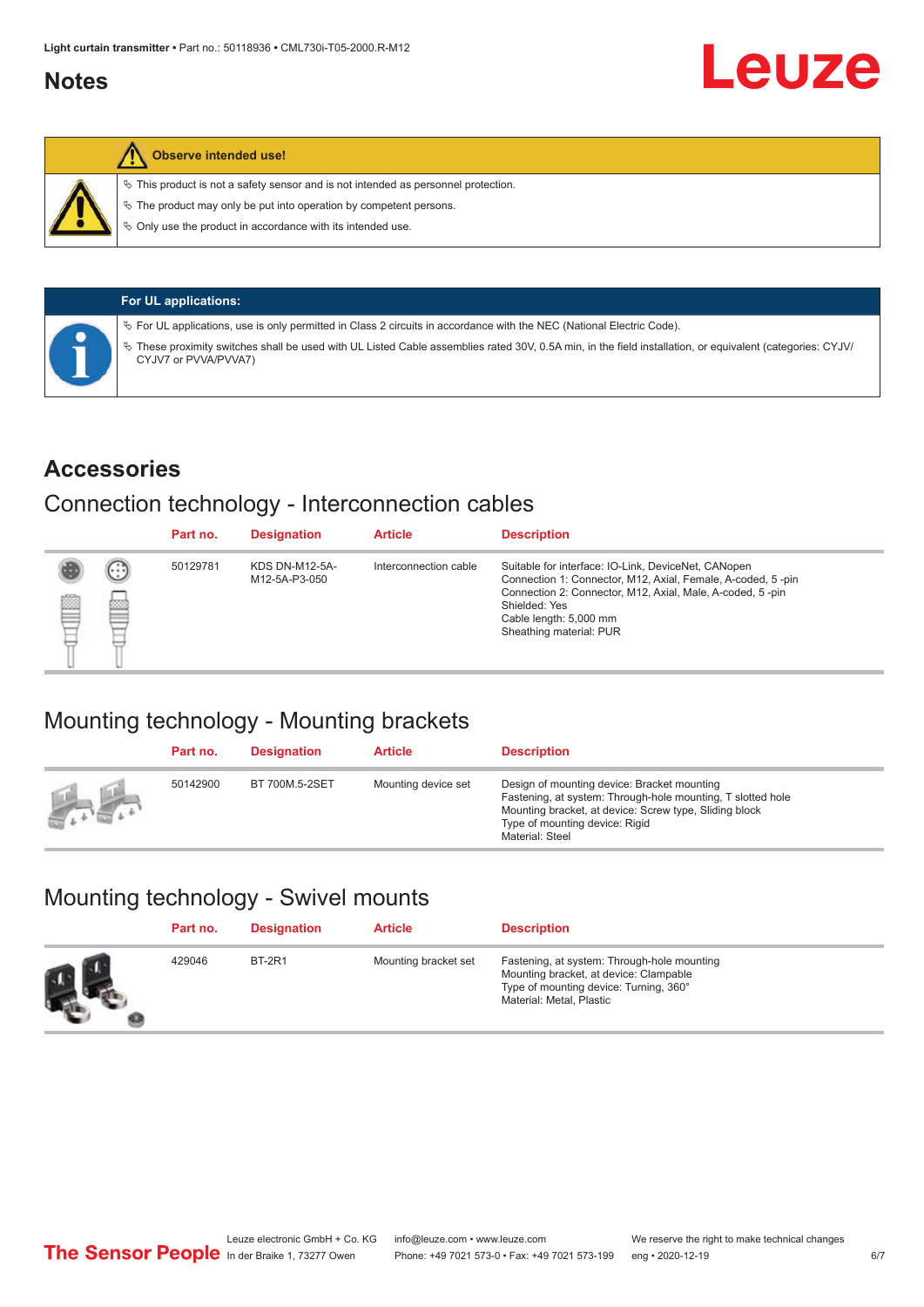## Notes

**Observe intended use!**

- ✎ This product is not a safety sensor and is not intended as personnel protection.
- ✎ The product may only be put into operation by competent persons.
- ✎ Only use the product in accordance with its intended use.

**For UL applications:**

- ✎ For UL applications, use is only permitted in Class 2 circuits in accordance with the NEC (National Electric Code).
- ✎ These proximity switches shall be used with UL Listed Cable assemblies rated 30V, 0.5A min, in the field installation, or equivalent (categories: CYJV/CYJV7 or PVVA/PVVA7)

# Accessories

## Connection technology - Interconnection cables

| Part no. | Designation | Article | Description |
|---|---|---|---|
| 50129781 | KDS DN-M12-5A-M12-5A-P3-050 | Interconnection cable | Suitable for interface: IO-Link, DeviceNet, CANopen<br>Connection 1: Connector, M12, Axial, Female, A-coded, 5 -pin<br>Connection 2: Connector, M12, Axial, Male, A-coded, 5 -pin<br>Shielded: Yes<br>Cable length: 5,000 mm<br>Sheathing material: PUR |

## Mounting technology - Mounting brackets

| Part no. | Designation | Article | Description |
|---|---|---|---|
| 50142900 | BT 700M.5-2SET | Mounting device set | Design of mounting device: Bracket mounting<br>Fastening, at system: Through-hole mounting, T slotted hole<br>Mounting bracket, at device: Screw type, Sliding block<br>Type of mounting device: Rigid<br>Material: Steel |

## Mounting technology - Swivel mounts

| Part no. | Designation | Article | Description |
|---|---|---|---|
| 429046 | BT-2R1 | Mounting bracket set | Fastening, at system: Through-hole mounting<br>Mounting bracket, at device: Clampable<br>Type of mounting device: Turning, 360°<br>Material: Metal, Plastic |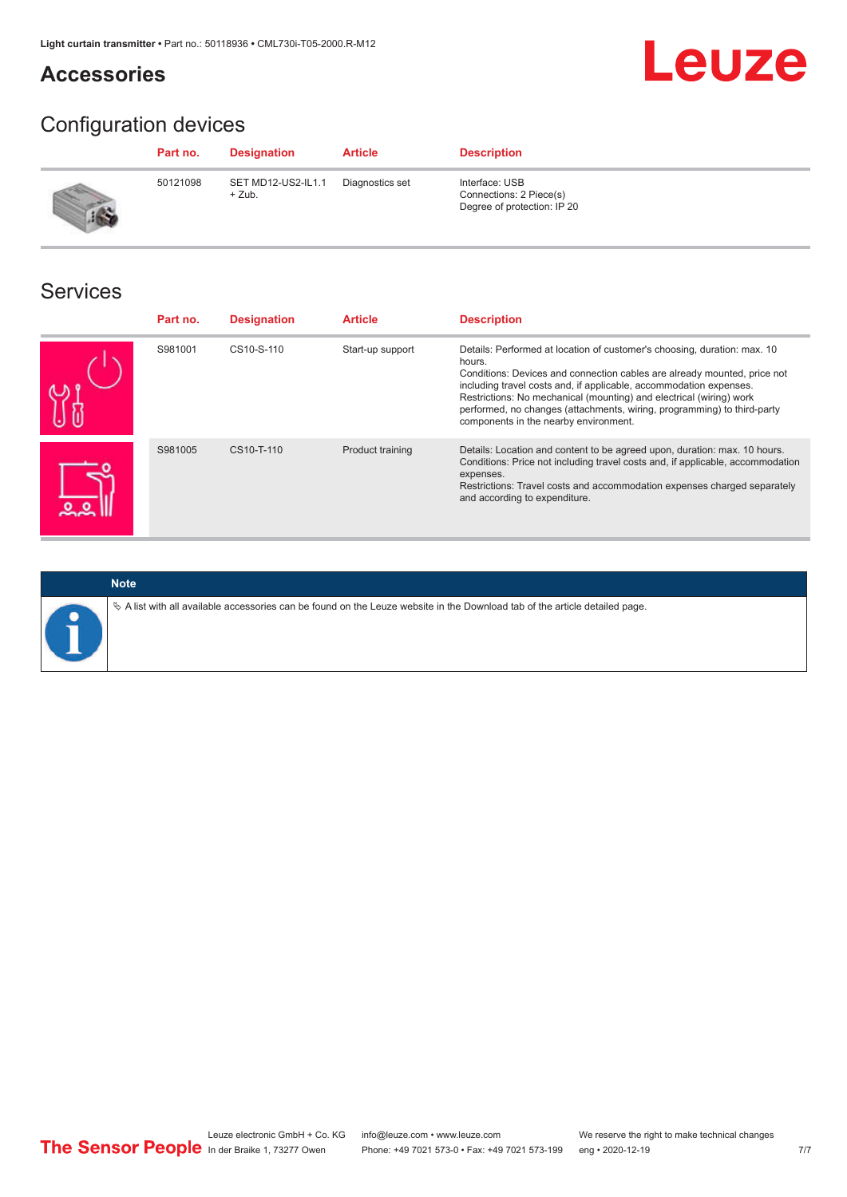## Accessories

### Configuration devices

| | Part no. | Designation | Article | Description |
|---|---|---|---|---|
| | 50121098 | SET MD12-US2-IL1.1 + Zub. | Diagnostics set | Interface: USB<br>Connections: 2 Piece(s)<br>Degree of protection: IP 20 |

### Services

| | Part no. | Designation | Article | Description |
|---|---|---|---|---|
| | S981001 | CS10-S-110 | Start-up support | Details: Performed at location of customer's choosing, duration: max. 10 hours.<br>Conditions: Devices and connection cables are already mounted, price not including travel costs and, if applicable, accommodation expenses.<br>Restrictions: No mechanical (mounting) and electrical (wiring) work performed, no changes (attachments, wiring, programming) to third-party components in the nearby environment. |
| | S981005 | CS10-T-110 | Product training | Details: Location and content to be agreed upon, duration: max. 10 hours.<br>Conditions: Price not including travel costs and, if applicable, accommodation expenses.<br>Restrictions: Travel costs and accommodation expenses charged separately and according to expenditure. |

**Note**

↳ A list with all available accessories can be found on the Leuze website in the Download tab of the article detailed page.